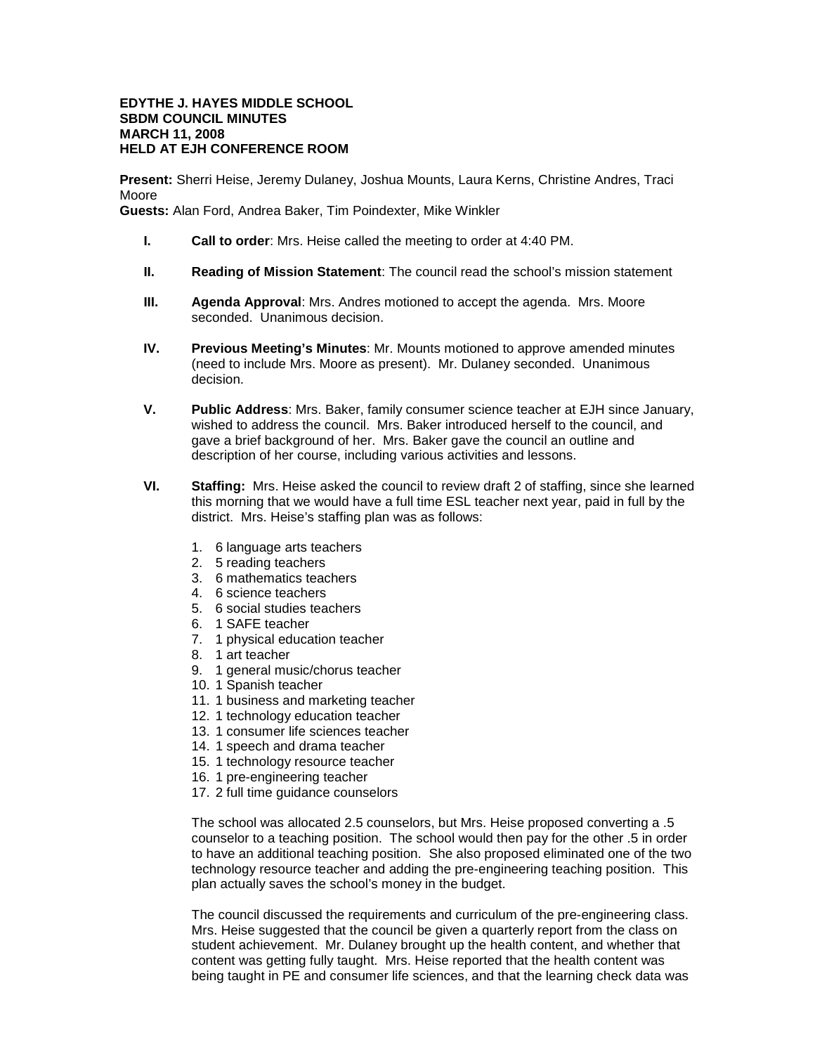**EDYTHE J. HAYES MIDDLE SCHOOL**
**SBDM COUNCIL MINUTES**
**MARCH 11, 2008**
**HELD AT EJH CONFERENCE ROOM**

**Present:** Sherri Heise, Jeremy Dulaney, Joshua Mounts, Laura Kerns, Christine Andres, Traci Moore
**Guests:** Alan Ford, Andrea Baker, Tim Poindexter, Mike Winkler

- **I.** **Call to order**: Mrs. Heise called the meeting to order at 4:40 PM.

- **II.** **Reading of Mission Statement**: The council read the school's mission statement

- **III.** **Agenda Approval**: Mrs. Andres motioned to accept the agenda. Mrs. Moore seconded. Unanimous decision.

- **IV.** **Previous Meeting's Minutes**: Mr. Mounts motioned to approve amended minutes (need to include Mrs. Moore as present). Mr. Dulaney seconded. Unanimous decision.

- **V.** **Public Address**: Mrs. Baker, family consumer science teacher at EJH since January, wished to address the council. Mrs. Baker introduced herself to the council, and gave a brief background of her. Mrs. Baker gave the council an outline and description of her course, including various activities and lessons.

- **VI.** **Staffing:** Mrs. Heise asked the council to review draft 2 of staffing, since she learned this morning that we would have a full time ESL teacher next year, paid in full by the district. Mrs. Heise's staffing plan was as follows:

  1. 6 language arts teachers
  2. 5 reading teachers
  3. 6 mathematics teachers
  4. 6 science teachers
  5. 6 social studies teachers
  6. 1 SAFE teacher
  7. 1 physical education teacher
  8. 1 art teacher
  9. 1 general music/chorus teacher
  10. 1 Spanish teacher
  11. 1 business and marketing teacher
  12. 1 technology education teacher
  13. 1 consumer life sciences teacher
  14. 1 speech and drama teacher
  15. 1 technology resource teacher
  16. 1 pre-engineering teacher
  17. 2 full time guidance counselors

  The school was allocated 2.5 counselors, but Mrs. Heise proposed converting a .5 counselor to a teaching position. The school would then pay for the other .5 in order to have an additional teaching position. She also proposed eliminated one of the two technology resource teacher and adding the pre-engineering teaching position. This plan actually saves the school's money in the budget.

  The council discussed the requirements and curriculum of the pre-engineering class. Mrs. Heise suggested that the council be given a quarterly report from the class on student achievement. Mr. Dulaney brought up the health content, and whether that content was getting fully taught. Mrs. Heise reported that the health content was being taught in PE and consumer life sciences, and that the learning check data was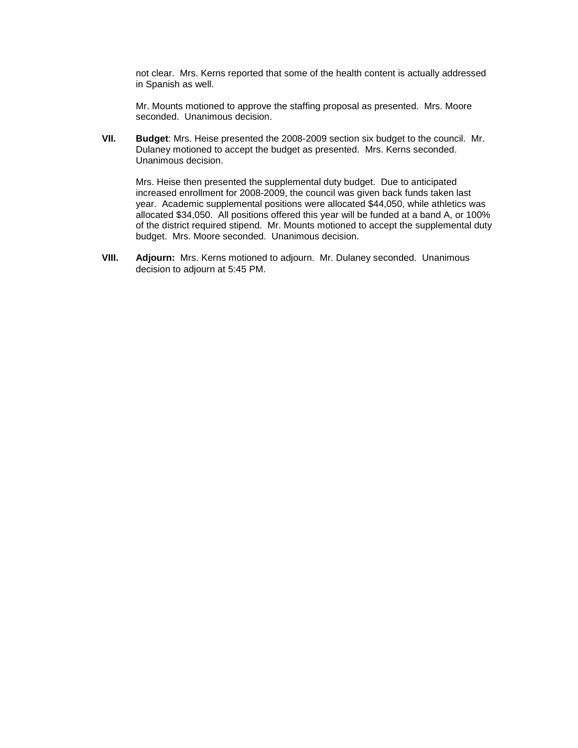not clear. Mrs. Kerns reported that some of the health content is actually addressed in Spanish as well.

Mr. Mounts motioned to approve the staffing proposal as presented. Mrs. Moore seconded. Unanimous decision.

**VII.** **Budget**: Mrs. Heise presented the 2008-2009 section six budget to the council. Mr. Dulaney motioned to accept the budget as presented. Mrs. Kerns seconded. Unanimous decision.

Mrs. Heise then presented the supplemental duty budget. Due to anticipated increased enrollment for 2008-2009, the council was given back funds taken last year. Academic supplemental positions were allocated $44,050, while athletics was allocated $34,050. All positions offered this year will be funded at a band A, or 100% of the district required stipend. Mr. Mounts motioned to accept the supplemental duty budget. Mrs. Moore seconded. Unanimous decision.

**VIII.** **Adjourn:** Mrs. Kerns motioned to adjourn. Mr. Dulaney seconded. Unanimous decision to adjourn at 5:45 PM.